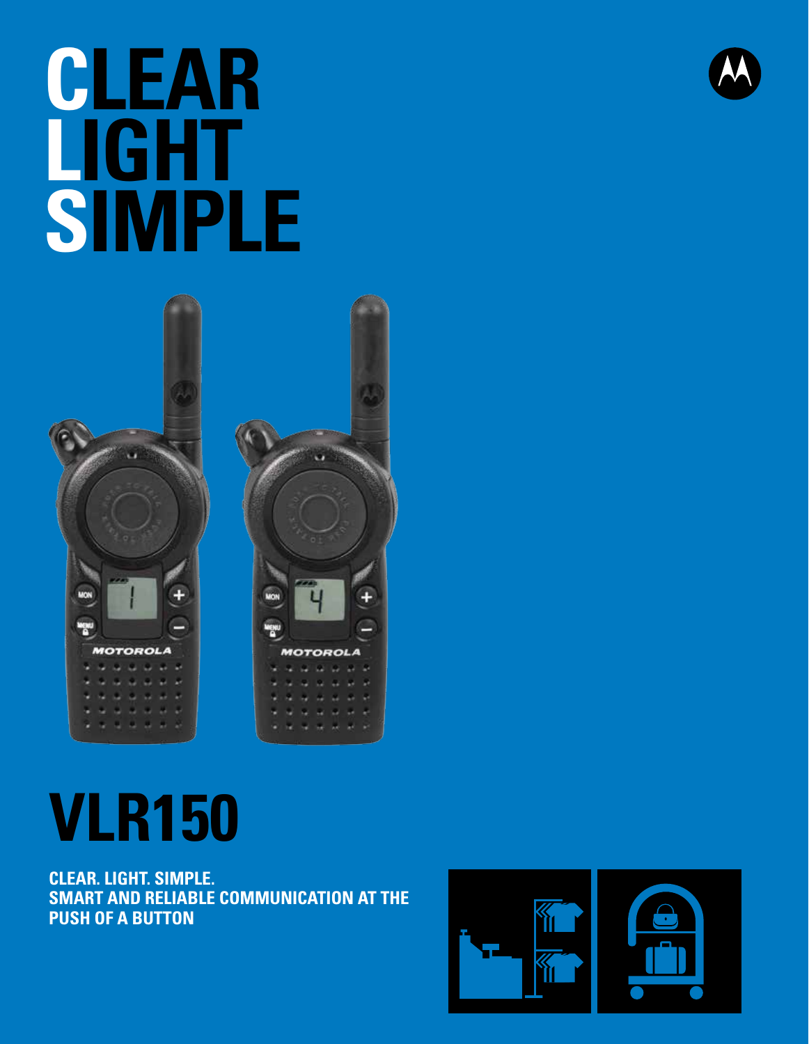# CLEAR LIGHT SIMPLE

# VLR150

**CLEAR. LIGHT. SIMPLE.**
**SMART AND RELIABLE COMMUNICATION AT THE PUSH OF A BUTTON**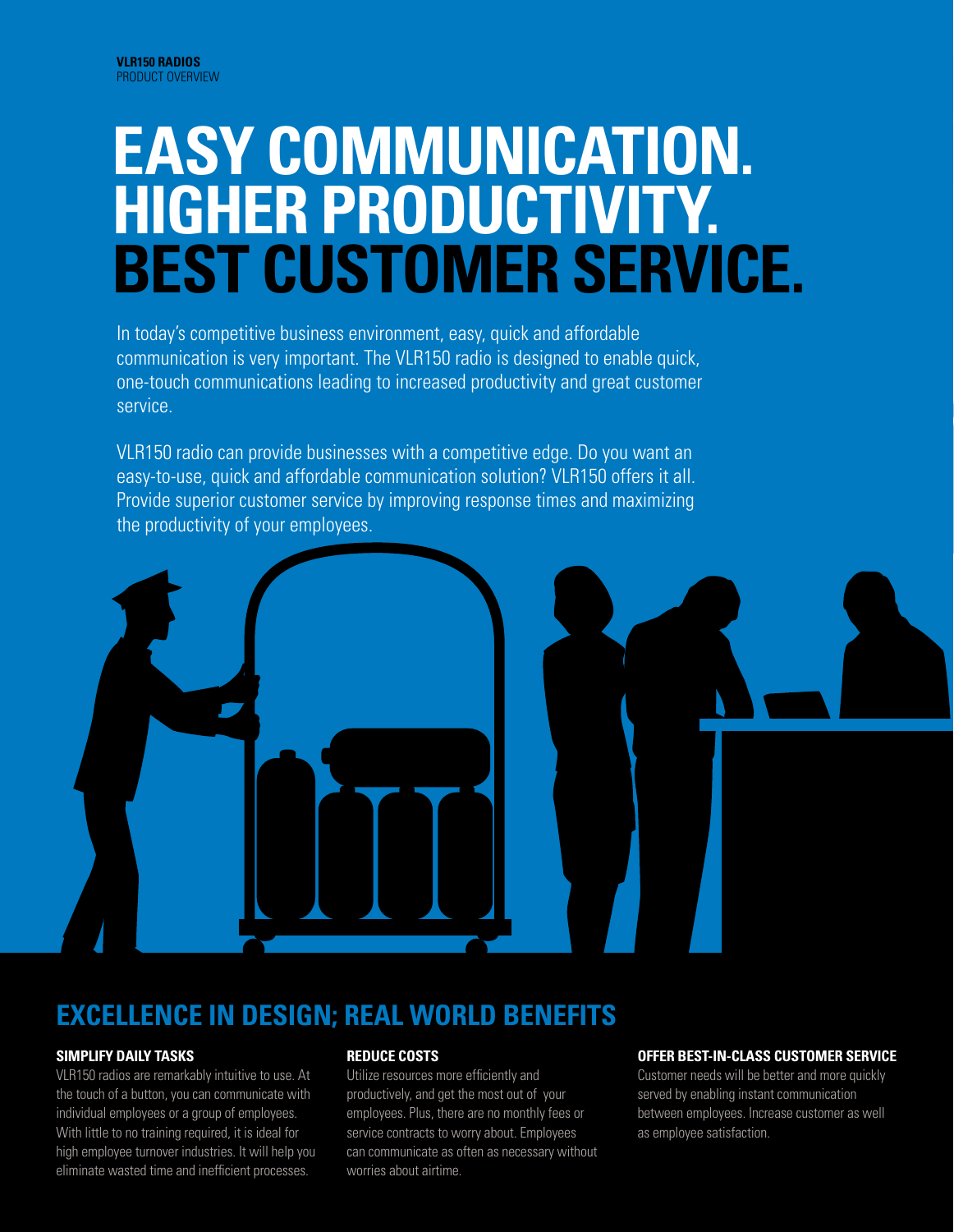**VLR150 RADIOS**
PRODUCT OVERVIEW

# EASY COMMUNICATION. HIGHER PRODUCTIVITY. BEST CUSTOMER SERVICE.

In today's competitive business environment, easy, quick and affordable communication is very important. The VLR150 radio is designed to enable quick, one-touch communications leading to increased productivity and great customer service.

VLR150 radio can provide businesses with a competitive edge. Do you want an easy-to-use, quick and affordable communication solution? VLR150 offers it all. Provide superior customer service by improving response times and maximizing the productivity of your employees.

## EXCELLENCE IN DESIGN; REAL WORLD BENEFITS

### SIMPLIFY DAILY TASKS

VLR150 radios are remarkably intuitive to use. At the touch of a button, you can communicate with individual employees or a group of employees. With little to no training required, it is ideal for high employee turnover industries. It will help you eliminate wasted time and inefficient processes.

### REDUCE COSTS

Utilize resources more efficiently and productively, and get the most out of your employees. Plus, there are no monthly fees or service contracts to worry about. Employees can communicate as often as necessary without worries about airtime.

### OFFER BEST-IN-CLASS CUSTOMER SERVICE

Customer needs will be better and more quickly served by enabling instant communication between employees. Increase customer as well as employee satisfaction.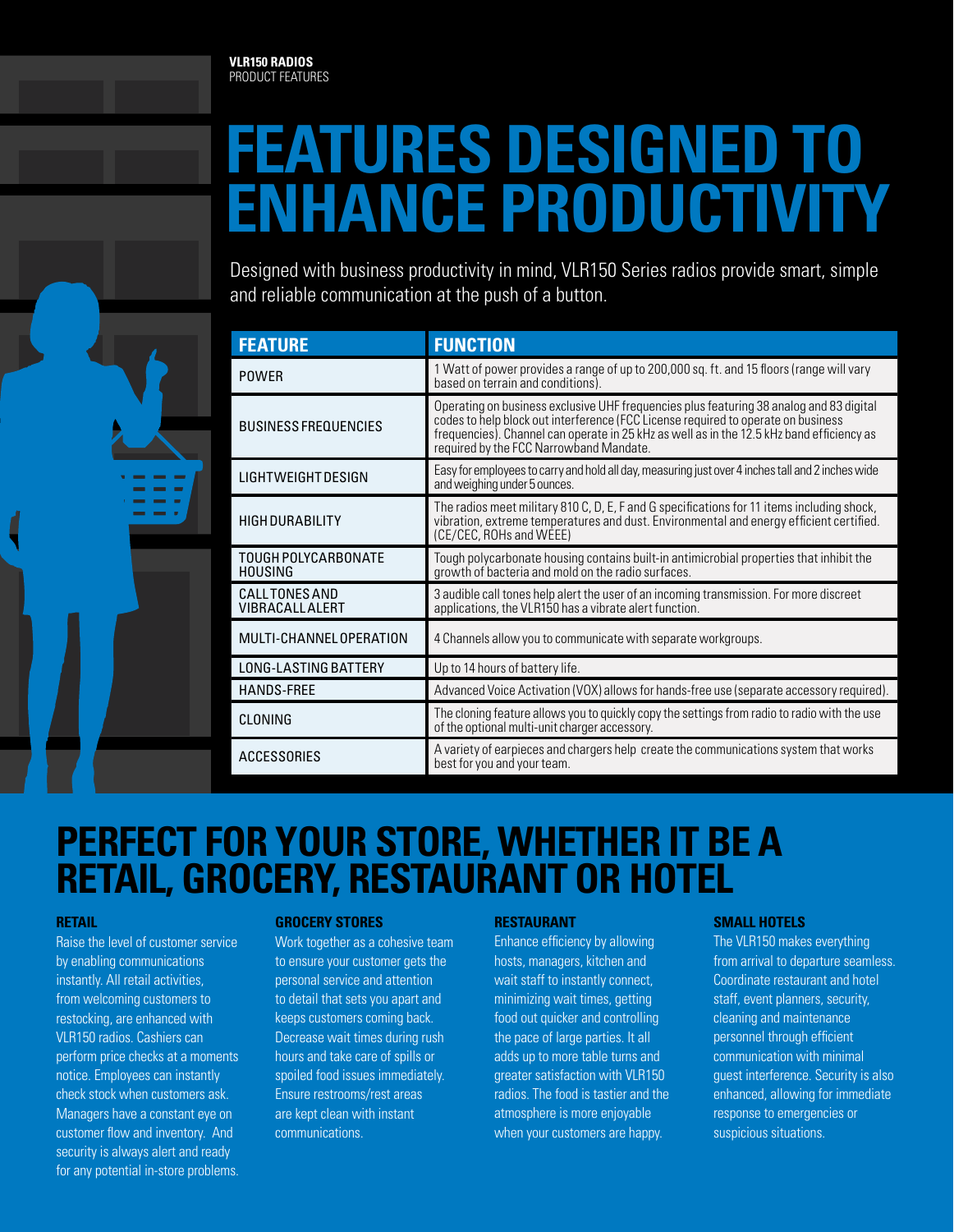**VLR150 RADIOS**
PRODUCT FEATURES

# FEATURES DESIGNED TO ENHANCE PRODUCTIVITY

Designed with business productivity in mind, VLR150 Series radios provide smart, simple and reliable communication at the push of a button.

| FEATURE | FUNCTION |
|---|---|
| POWER | 1 Watt of power provides a range of up to 200,000 sq. ft. and 15 floors (range will vary based on terrain and conditions). |
| BUSINESS FREQUENCIES | Operating on business exclusive UHF frequencies plus featuring 38 analog and 83 digital codes to help block out interference (FCC License required to operate on business frequencies). Channel can operate in 25 kHz as well as in the 12.5 kHz band efficiency as required by the FCC Narrowband Mandate. |
| LIGHTWEIGHT DESIGN | Easy for employees to carry and hold all day, measuring just over 4 inches tall and 2 inches wide and weighing under 5 ounces. |
| HIGH DURABILITY | The radios meet military 810 C, D, E, F and G specifications for 11 items including shock, vibration, extreme temperatures and dust. Environmental and energy efficient certified. (CE/CEC, ROHs and WEEE) |
| TOUGH POLYCARBONATE HOUSING | Tough polycarbonate housing contains built-in antimicrobial properties that inhibit the growth of bacteria and mold on the radio surfaces. |
| CALL TONES AND VIBRACALL ALERT | 3 audible call tones help alert the user of an incoming transmission. For more discreet applications, the VLR150 has a vibrate alert function. |
| MULTI-CHANNEL OPERATION | 4 Channels allow you to communicate with separate workgroups. |
| LONG-LASTING BATTERY | Up to 14 hours of battery life. |
| HANDS-FREE | Advanced Voice Activation (VOX) allows for hands-free use (separate accessory required). |
| CLONING | The cloning feature allows you to quickly copy the settings from radio to radio with the use of the optional multi-unit charger accessory. |
| ACCESSORIES | A variety of earpieces and chargers help create the communications system that works best for you and your team. |

# PERFECT FOR YOUR STORE, WHETHER IT BE A RETAIL, GROCERY, RESTAURANT OR HOTEL

### RETAIL

Raise the level of customer service by enabling communications instantly. All retail activities, from welcoming customers to restocking, are enhanced with VLR150 radios. Cashiers can perform price checks at a moments notice. Employees can instantly check stock when customers ask. Managers have a constant eye on customer flow and inventory. And security is always alert and ready for any potential in-store problems.

### GROCERY STORES

Work together as a cohesive team to ensure your customer gets the personal service and attention to detail that sets you apart and keeps customers coming back. Decrease wait times during rush hours and take care of spills or spoiled food issues immediately. Ensure restrooms/rest areas are kept clean with instant communications.

### RESTAURANT

Enhance efficiency by allowing hosts, managers, kitchen and wait staff to instantly connect, minimizing wait times, getting food out quicker and controlling the pace of large parties. It all adds up to more table turns and greater satisfaction with VLR150 radios. The food is tastier and the atmosphere is more enjoyable when your customers are happy.

### SMALL HOTELS

The VLR150 makes everything from arrival to departure seamless. Coordinate restaurant and hotel staff, event planners, security, cleaning and maintenance personnel through efficient communication with minimal guest interference. Security is also enhanced, allowing for immediate response to emergencies or suspicious situations.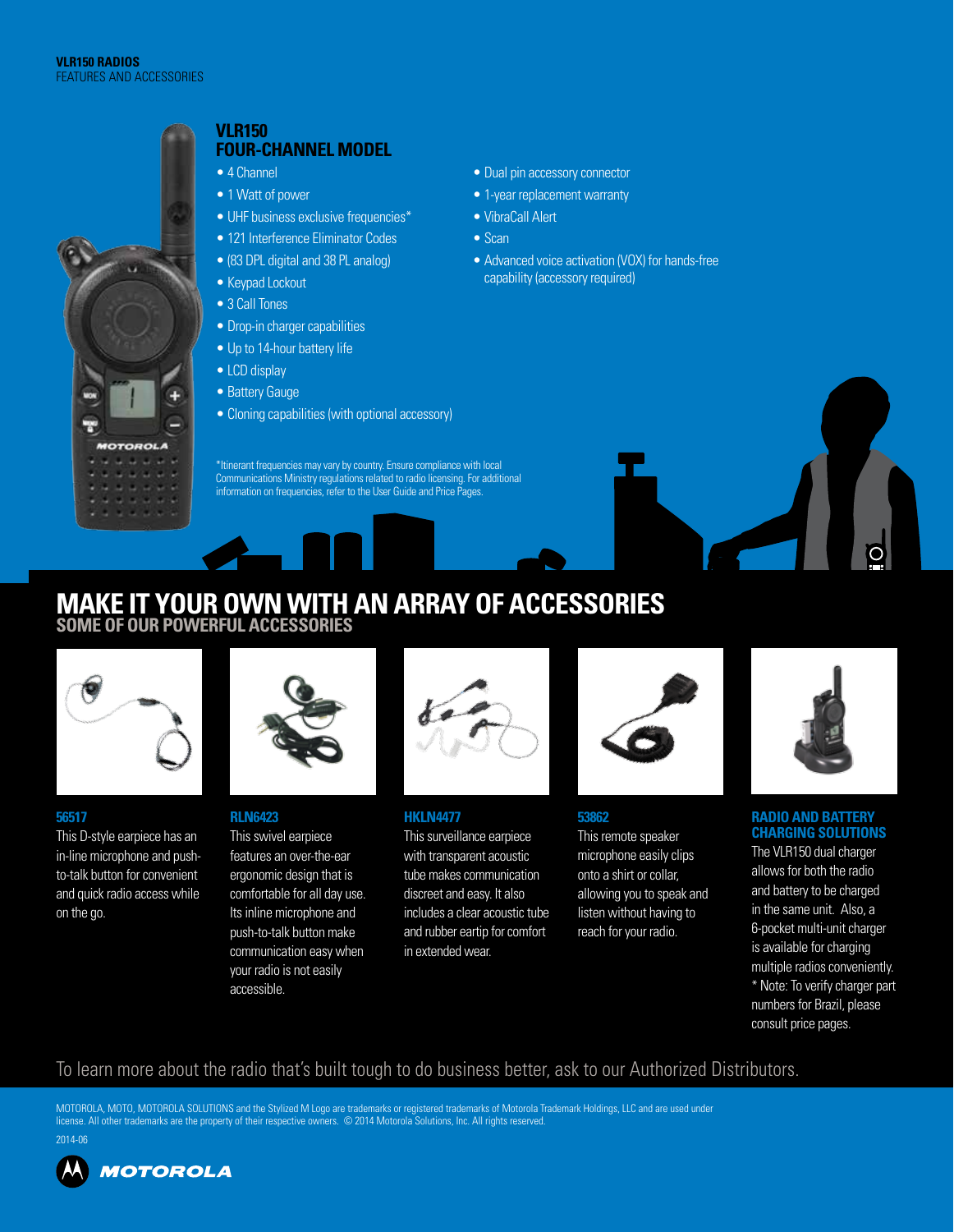**VLR150 RADIOS**
FEATURES AND ACCESSORIES

## VLR150 FOUR-CHANNEL MODEL

- 4 Channel
- 1 Watt of power
- UHF business exclusive frequencies*
- 121 Interference Eliminator Codes
- (83 DPL digital and 38 PL analog)
- Keypad Lockout
- 3 Call Tones
- Drop-in charger capabilities
- Up to 14-hour battery life
- LCD display
- Battery Gauge
- Cloning capabilities (with optional accessory)
- Dual pin accessory connector
- 1-year replacement warranty
- VibraCall Alert
- Scan
- Advanced voice activation (VOX) for hands-free capability (accessory required)

*Itinerant frequencies may vary by country. Ensure compliance with local Communications Ministry regulations related to radio licensing. For additional information on frequencies, refer to the User Guide and Price Pages.

# MAKE IT YOUR OWN WITH AN ARRAY OF ACCESSORIES

## SOME OF OUR POWERFUL ACCESSORIES

**56517**
This D-style earpiece has an in-line microphone and push-to-talk button for convenient and quick radio access while on the go.

**RLN6423**
This swivel earpiece features an over-the-ear ergonomic design that is comfortable for all day use. Its inline microphone and push-to-talk button make communication easy when your radio is not easily accessible.

**HKLN4477**
This surveillance earpiece with transparent acoustic tube makes communication discreet and easy. It also includes a clear acoustic tube and rubber eartip for comfort in extended wear.

**53862**
This remote speaker microphone easily clips onto a shirt or collar, allowing you to speak and listen without having to reach for your radio.

**RADIO AND BATTERY CHARGING SOLUTIONS**
The VLR150 dual charger allows for both the radio and battery to be charged in the same unit. Also, a 6-pocket multi-unit charger is available for charging multiple radios conveniently.
* Note: To verify charger part numbers for Brazil, please consult price pages.

To learn more about the radio that's built tough to do business better, ask to our Authorized Distributors.

MOTOROLA, MOTO, MOTOROLA SOLUTIONS and the Stylized M Logo are trademarks or registered trademarks of Motorola Trademark Holdings, LLC and are used under license. All other trademarks are the property of their respective owners. © 2014 Motorola Solutions, Inc. All rights reserved.

2014-06

MOTOROLA